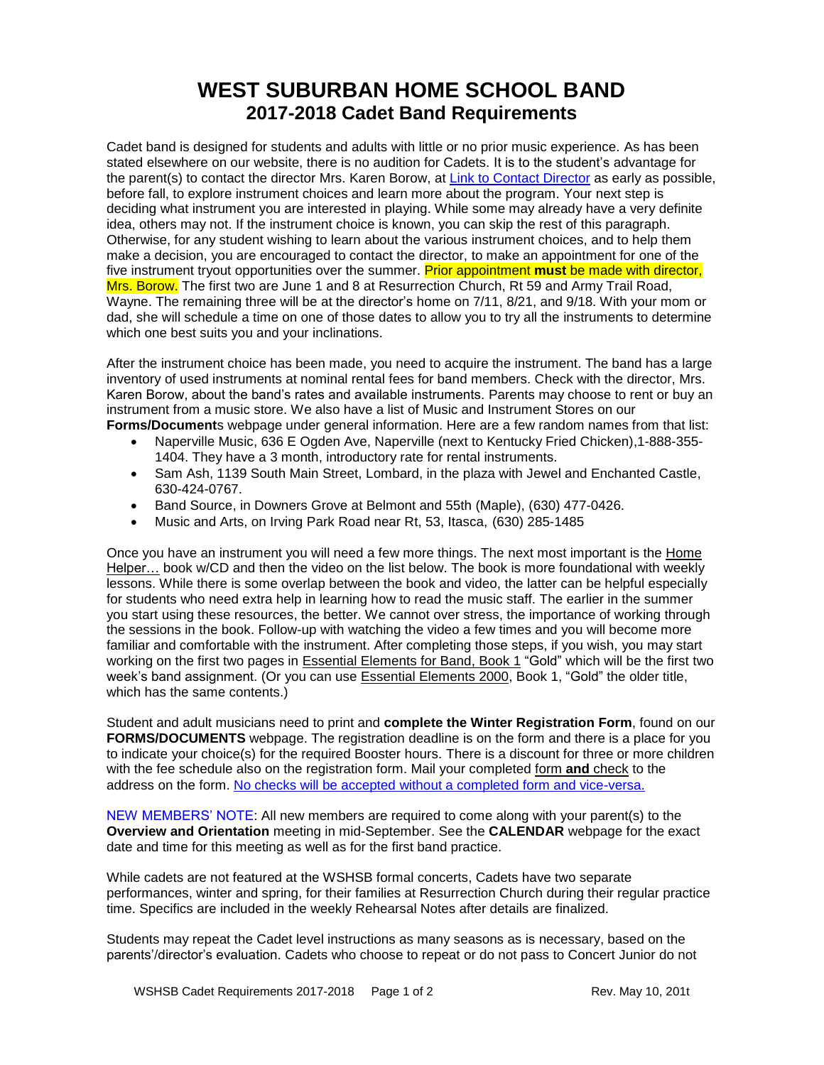# WEST SUBURBAN HOME SCHOOL BAND

## 2017-2018 Cadet Band Requirements

Cadet band is designed for students and adults with little or no prior music experience. As has been stated elsewhere on our website, there is no audition for Cadets. It is to the student's advantage for the parent(s) to contact the director Mrs. Karen Borow, at Link to Contact Director as early as possible, before fall, to explore instrument choices and learn more about the program. Your next step is deciding what instrument you are interested in playing. While some may already have a very definite idea, others may not. If the instrument choice is known, you can skip the rest of this paragraph. Otherwise, for any student wishing to learn about the various instrument choices, and to help them make a decision, you are encouraged to contact the director, to make an appointment for one of the five instrument tryout opportunities over the summer. Prior appointment **must** be made with director, Mrs. Borow. The first two are June 1 and 8 at Resurrection Church, Rt 59 and Army Trail Road, Wayne. The remaining three will be at the director's home on 7/11, 8/21, and 9/18. With your mom or dad, she will schedule a time on one of those dates to allow you to try all the instruments to determine which one best suits you and your inclinations.

After the instrument choice has been made, you need to acquire the instrument. The band has a large inventory of used instruments at nominal rental fees for band members. Check with the director, Mrs. Karen Borow, about the band's rates and available instruments. Parents may choose to rent or buy an instrument from a music store. We also have a list of Music and Instrument Stores on our **Forms/Document**s webpage under general information. Here are a few random names from that list:

- Naperville Music, 636 E Ogden Ave, Naperville (next to Kentucky Fried Chicken),1-888-355-1404. They have a 3 month, introductory rate for rental instruments.
- Sam Ash, 1139 South Main Street, Lombard, in the plaza with Jewel and Enchanted Castle, 630-424-0767.
- Band Source, in Downers Grove at Belmont and 55th (Maple), (630) 477-0426.
- Music and Arts, on Irving Park Road near Rt, 53, Itasca, (630) 285-1485

Once you have an instrument you will need a few more things. The next most important is the Home Helper… book w/CD and then the video on the list below. The book is more foundational with weekly lessons. While there is some overlap between the book and video, the latter can be helpful especially for students who need extra help in learning how to read the music staff. The earlier in the summer you start using these resources, the better. We cannot over stress, the importance of working through the sessions in the book. Follow-up with watching the video a few times and you will become more familiar and comfortable with the instrument. After completing those steps, if you wish, you may start working on the first two pages in Essential Elements for Band, Book 1 "Gold" which will be the first two week's band assignment. (Or you can use Essential Elements 2000, Book 1, "Gold" the older title, which has the same contents.)

Student and adult musicians need to print and **complete the Winter Registration Form**, found on our **FORMS/DOCUMENTS** webpage. The registration deadline is on the form and there is a place for you to indicate your choice(s) for the required Booster hours. There is a discount for three or more children with the fee schedule also on the registration form. Mail your completed form **and** check to the address on the form. No checks will be accepted without a completed form and vice-versa.

NEW MEMBERS' NOTE: All new members are required to come along with your parent(s) to the **Overview and Orientation** meeting in mid-September. See the **CALENDAR** webpage for the exact date and time for this meeting as well as for the first band practice.

While cadets are not featured at the WSHSB formal concerts, Cadets have two separate performances, winter and spring, for their families at Resurrection Church during their regular practice time. Specifics are included in the weekly Rehearsal Notes after details are finalized.

Students may repeat the Cadet level instructions as many seasons as is necessary, based on the parents'/director's evaluation. Cadets who choose to repeat or do not pass to Concert Junior do not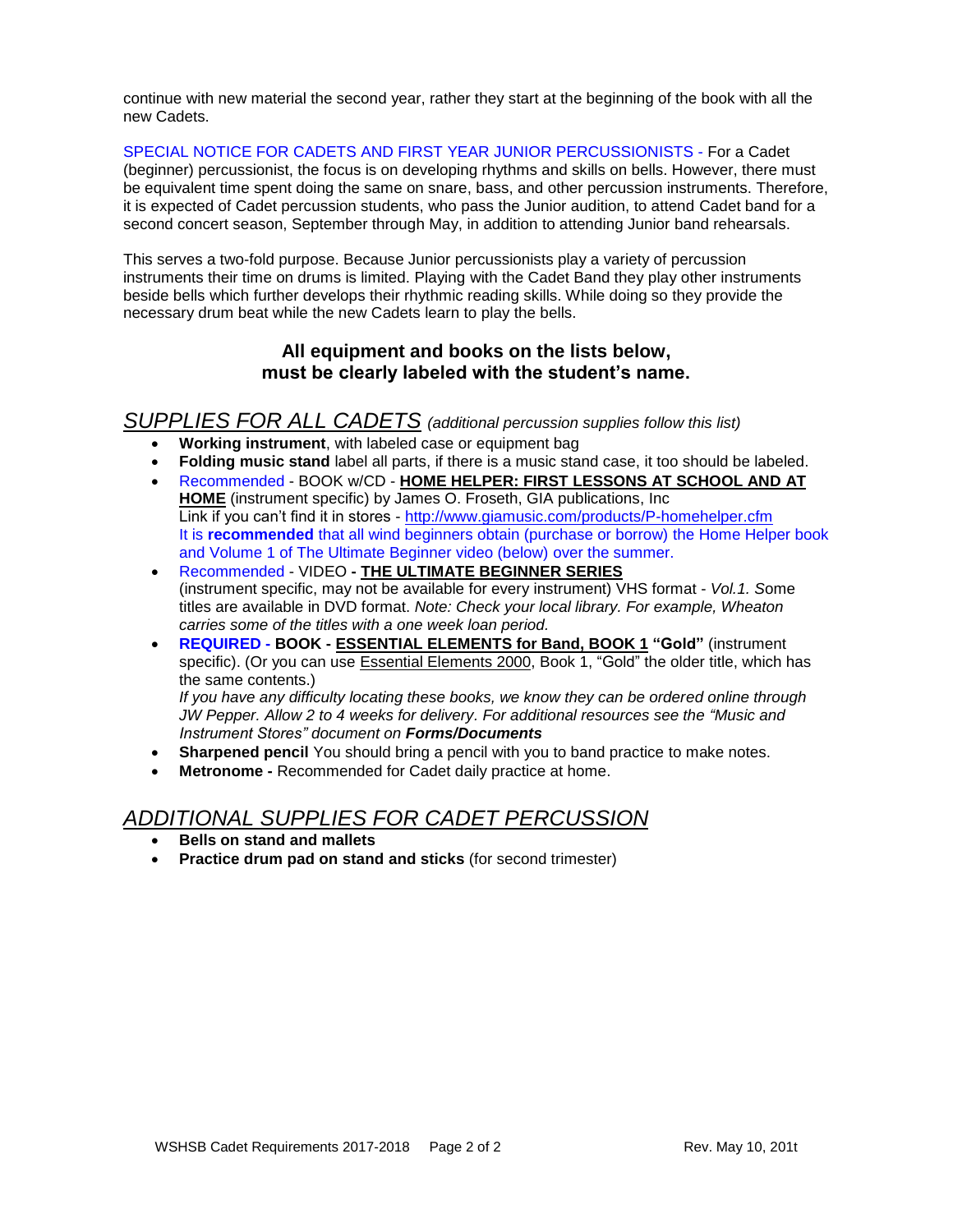continue with new material the second year, rather they start at the beginning of the book with all the new Cadets.

SPECIAL NOTICE FOR CADETS AND FIRST YEAR JUNIOR PERCUSSIONISTS - For a Cadet (beginner) percussionist, the focus is on developing rhythms and skills on bells. However, there must be equivalent time spent doing the same on snare, bass, and other percussion instruments. Therefore, it is expected of Cadet percussion students, who pass the Junior audition, to attend Cadet band for a second concert season, September through May, in addition to attending Junior band rehearsals.

This serves a two-fold purpose. Because Junior percussionists play a variety of percussion instruments their time on drums is limited. Playing with the Cadet Band they play other instruments beside bells which further develops their rhythmic reading skills. While doing so they provide the necessary drum beat while the new Cadets learn to play the bells.

**All equipment and books on the lists below, must be clearly labeled with the student's name.**

## *SUPPLIES FOR ALL CADETS* *(additional percussion supplies follow this list)*

- **Working instrument**, with labeled case or equipment bag
- **Folding music stand** label all parts, if there is a music stand case, it too should be labeled.
- Recommended - BOOK w/CD - **HOME HELPER: FIRST LESSONS AT SCHOOL AND AT HOME** (instrument specific) by James O. Froseth, GIA publications, Inc
  Link if you can't find it in stores - http://www.giamusic.com/products/P-homehelper.cfm
  It is **recommended** that all wind beginners obtain (purchase or borrow) the Home Helper book and Volume 1 of The Ultimate Beginner video (below) over the summer.
- Recommended - VIDEO **- THE ULTIMATE BEGINNER SERIES**
  (instrument specific, may not be available for every instrument) VHS format - *Vol.1.* Some titles are available in DVD format. *Note: Check your local library. For example, Wheaton carries some of the titles with a one week loan period.*
- **REQUIRED - BOOK - ESSENTIAL ELEMENTS for Band, BOOK 1 "Gold"** (instrument specific). (Or you can use Essential Elements 2000, Book 1, "Gold" the older title, which has the same contents.)
  *If you have any difficulty locating these books, we know they can be ordered online through JW Pepper. Allow 2 to 4 weeks for delivery. For additional resources see the "Music and Instrument Stores" document on* ***Forms/Documents***
- **Sharpened pencil** You should bring a pencil with you to band practice to make notes.
- **Metronome -** Recommended for Cadet daily practice at home.

## *ADDITIONAL SUPPLIES FOR CADET PERCUSSION*

- **Bells on stand and mallets**
- **Practice drum pad on stand and sticks** (for second trimester)